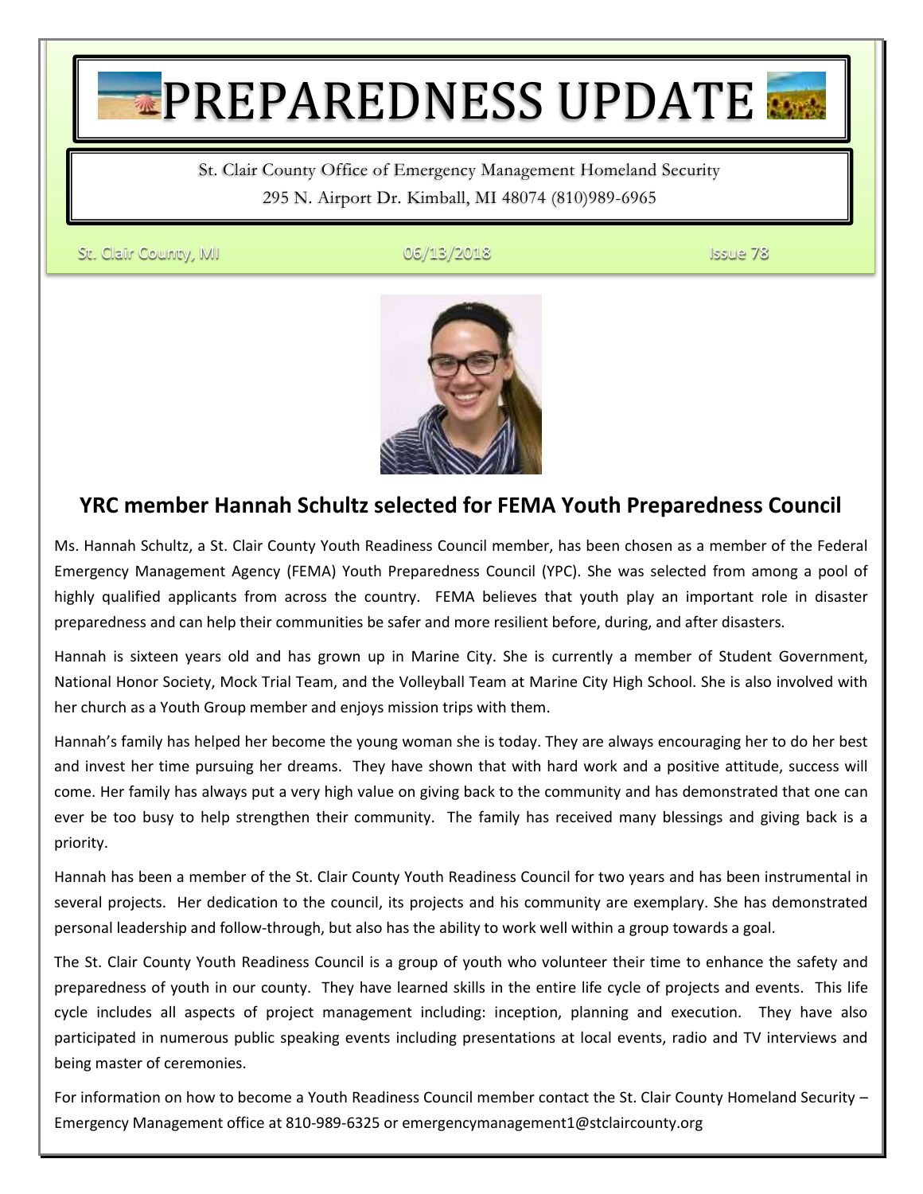# PREPAREDNESS UPDATE

St. Clair County Office of Emergency Management Homeland Security

295 N. Airport Dr. Kimball, MI 48074 (810)989-6965

St. Clair County, MI 06/13/2018 Issue 78

## YRC member Hannah Schultz selected for FEMA Youth Preparedness Council

Ms. Hannah Schultz, a St. Clair County Youth Readiness Council member, has been chosen as a member of the Federal Emergency Management Agency (FEMA) Youth Preparedness Council (YPC). She was selected from among a pool of highly qualified applicants from across the country. FEMA believes that youth play an important role in disaster preparedness and can help their communities be safer and more resilient before, during, and after disasters.

Hannah is sixteen years old and has grown up in Marine City. She is currently a member of Student Government, National Honor Society, Mock Trial Team, and the Volleyball Team at Marine City High School. She is also involved with her church as a Youth Group member and enjoys mission trips with them.

Hannah's family has helped her become the young woman she is today. They are always encouraging her to do her best and invest her time pursuing her dreams. They have shown that with hard work and a positive attitude, success will come. Her family has always put a very high value on giving back to the community and has demonstrated that one can ever be too busy to help strengthen their community. The family has received many blessings and giving back is a priority.

Hannah has been a member of the St. Clair County Youth Readiness Council for two years and has been instrumental in several projects. Her dedication to the council, its projects and his community are exemplary. She has demonstrated personal leadership and follow-through, but also has the ability to work well within a group towards a goal.

The St. Clair County Youth Readiness Council is a group of youth who volunteer their time to enhance the safety and preparedness of youth in our county. They have learned skills in the entire life cycle of projects and events. This life cycle includes all aspects of project management including: inception, planning and execution. They have also participated in numerous public speaking events including presentations at local events, radio and TV interviews and being master of ceremonies.

For information on how to become a Youth Readiness Council member contact the St. Clair County Homeland Security – Emergency Management office at 810-989-6325 or emergencymanagement1@stclaircounty.org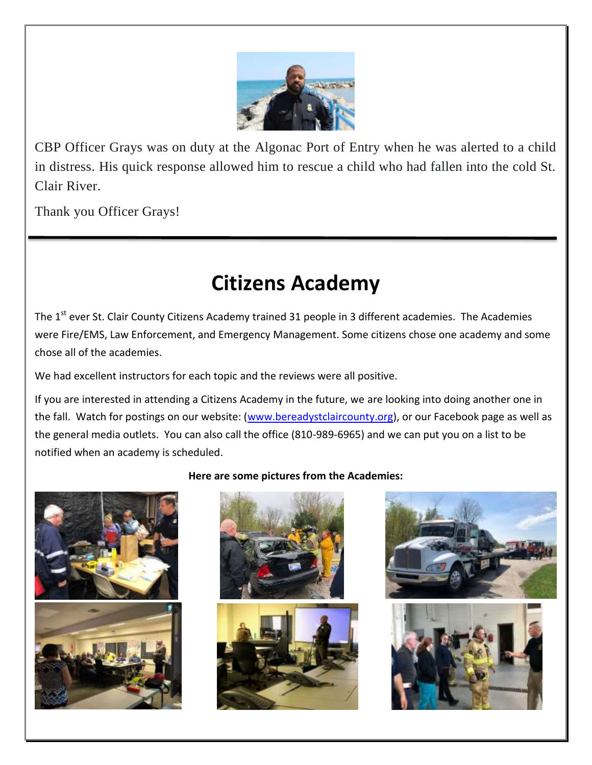CBP Officer Grays was on duty at the Algonac Port of Entry when he was alerted to a child in distress. His quick response allowed him to rescue a child who had fallen into the cold St. Clair River.

Thank you Officer Grays!

---

# Citizens Academy

The 1st ever St. Clair County Citizens Academy trained 31 people in 3 different academies. The Academies were Fire/EMS, Law Enforcement, and Emergency Management. Some citizens chose one academy and some chose all of the academies.

We had excellent instructors for each topic and the reviews were all positive.

If you are interested in attending a Citizens Academy in the future, we are looking into doing another one in the fall. Watch for postings on our website: (www.bereadystclaircounty.org), or our Facebook page as well as the general media outlets. You can also call the office (810-989-6965) and we can put you on a list to be notified when an academy is scheduled.

**Here are some pictures from the Academies:**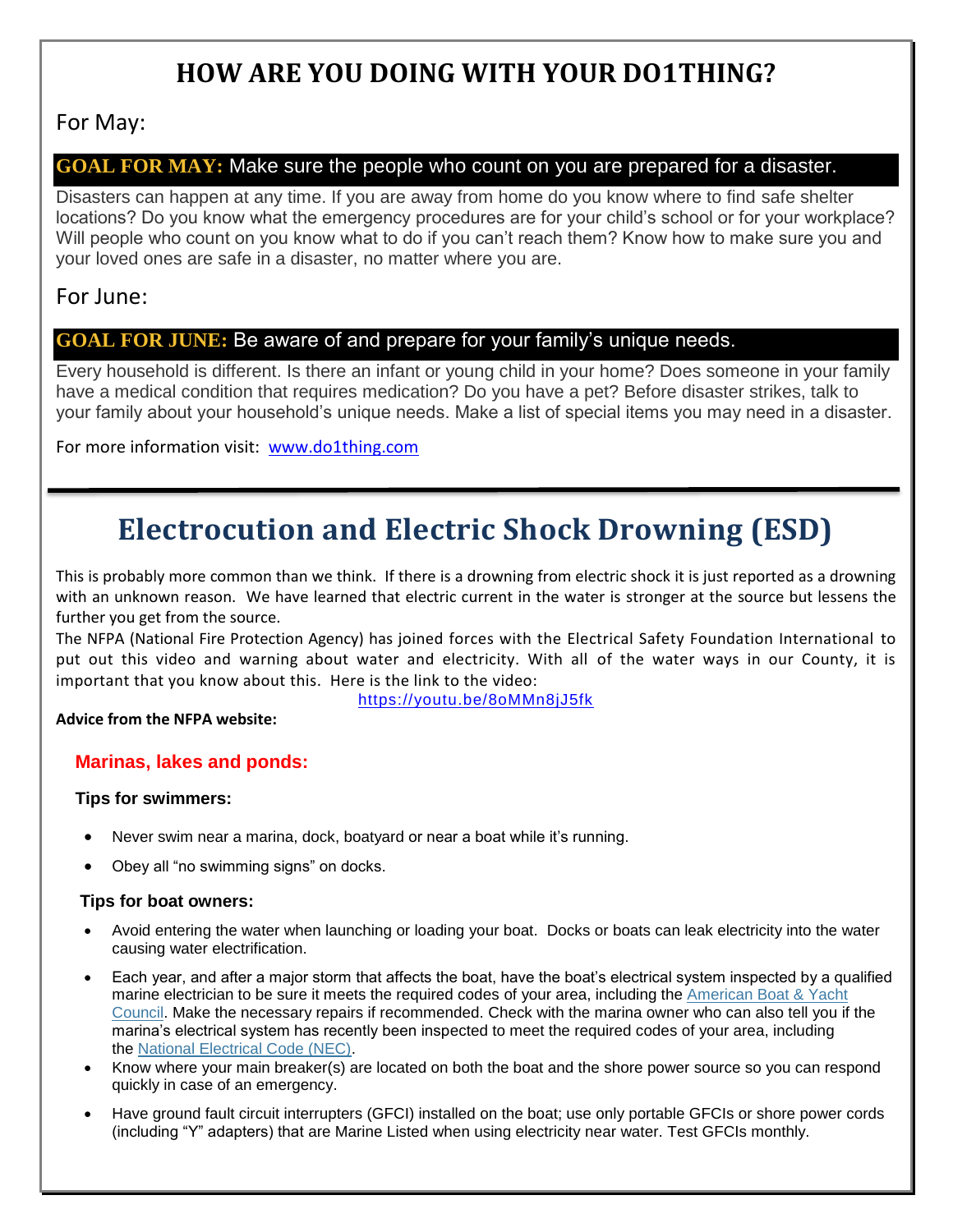# HOW ARE YOU DOING WITH YOUR DO1THING?

For May:

**GOAL FOR MAY:** Make sure the people who count on you are prepared for a disaster.

Disasters can happen at any time. If you are away from home do you know where to find safe shelter locations? Do you know what the emergency procedures are for your child's school or for your workplace? Will people who count on you know what to do if you can't reach them? Know how to make sure you and your loved ones are safe in a disaster, no matter where you are.

For June:

**GOAL FOR JUNE:** Be aware of and prepare for your family's unique needs.

Every household is different. Is there an infant or young child in your home? Does someone in your family have a medical condition that requires medication? Do you have a pet? Before disaster strikes, talk to your family about your household's unique needs. Make a list of special items you may need in a disaster.

For more information visit: [www.do1thing.com](http://www.do1thing.com)

---

# Electrocution and Electric Shock Drowning (ESD)

This is probably more common than we think. If there is a drowning from electric shock it is just reported as a drowning with an unknown reason. We have learned that electric current in the water is stronger at the source but lessens the further you get from the source.

The NFPA (National Fire Protection Agency) has joined forces with the Electrical Safety Foundation International to put out this video and warning about water and electricity. With all of the water ways in our County, it is important that you know about this. Here is the link to the video:

[https://youtu.be/8oMMn8jJ5fk](https://youtu.be/8oMMn8jJ5fk)

**Advice from the NFPA website:**

### Marinas, lakes and ponds:

**Tips for swimmers:**

- Never swim near a marina, dock, boatyard or near a boat while it's running.
- Obey all "no swimming signs" on docks.

**Tips for boat owners:**

- Avoid entering the water when launching or loading your boat. Docks or boats can leak electricity into the water causing water electrification.
- Each year, and after a major storm that affects the boat, have the boat's electrical system inspected by a qualified marine electrician to be sure it meets the required codes of your area, including the American Boat & Yacht Council. Make the necessary repairs if recommended. Check with the marina owner who can also tell you if the marina's electrical system has recently been inspected to meet the required codes of your area, including the National Electrical Code (NEC).
- Know where your main breaker(s) are located on both the boat and the shore power source so you can respond quickly in case of an emergency.
- Have ground fault circuit interrupters (GFCI) installed on the boat; use only portable GFCIs or shore power cords (including "Y" adapters) that are Marine Listed when using electricity near water. Test GFCIs monthly.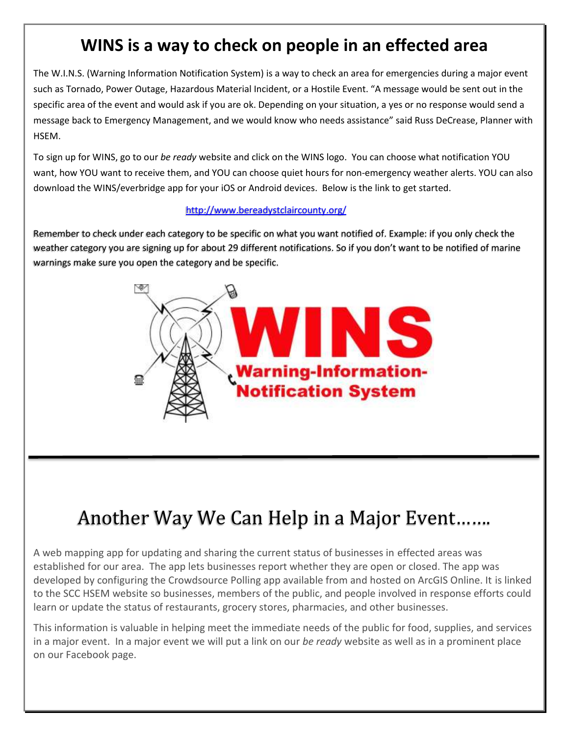# WINS is a way to check on people in an effected area

The W.I.N.S. (Warning Information Notification System) is a way to check an area for emergencies during a major event such as Tornado, Power Outage, Hazardous Material Incident, or a Hostile Event. "A message would be sent out in the specific area of the event and would ask if you are ok. Depending on your situation, a yes or no response would send a message back to Emergency Management, and we would know who needs assistance" said Russ DeCrease, Planner with HSEM.

To sign up for WINS, go to our *be ready* website and click on the WINS logo. You can choose what notification YOU want, how YOU want to receive them, and YOU can choose quiet hours for non-emergency weather alerts. YOU can also download the WINS/everbridge app for your iOS or Android devices. Below is the link to get started.

http://www.bereadystclaircounty.org/

Remember to check under each category to be specific on what you want notified of. Example: if you only check the weather category you are signing up for about 29 different notifications. So if you don't want to be notified of marine warnings make sure you open the category and be specific.

WINS
Warning-Information-Notification System

---

# Another Way We Can Help in a Major Event…….

A web mapping app for updating and sharing the current status of businesses in effected areas was established for our area. The app lets businesses report whether they are open or closed. The app was developed by configuring the Crowdsource Polling app available from and hosted on ArcGIS Online. It is linked to the SCC HSEM website so businesses, members of the public, and people involved in response efforts could learn or update the status of restaurants, grocery stores, pharmacies, and other businesses.

This information is valuable in helping meet the immediate needs of the public for food, supplies, and services in a major event. In a major event we will put a link on our *be ready* website as well as in a prominent place on our Facebook page.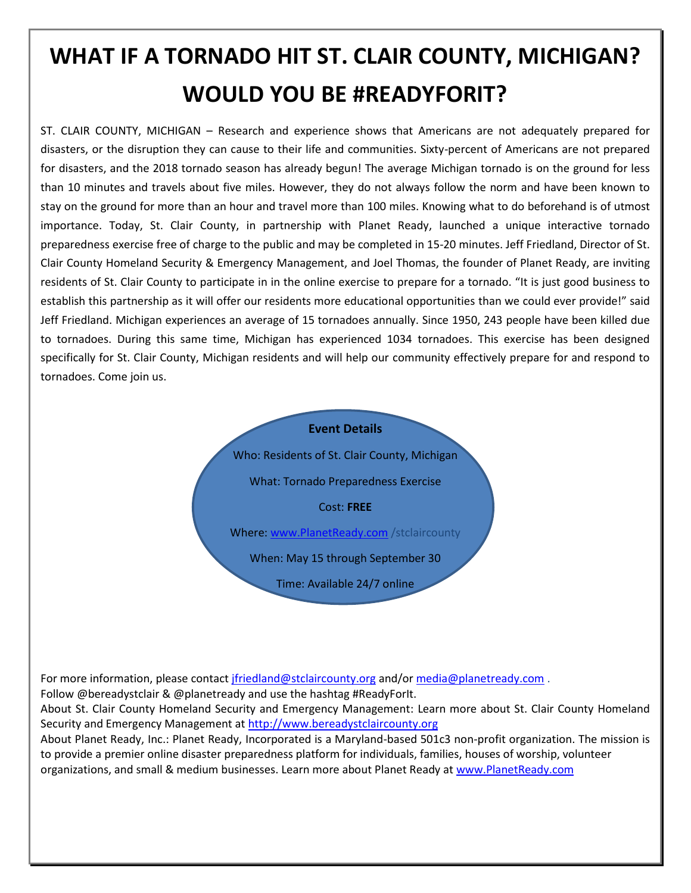# WHAT IF A TORNADO HIT ST. CLAIR COUNTY, MICHIGAN? WOULD YOU BE #READYFORIT?

ST. CLAIR COUNTY, MICHIGAN – Research and experience shows that Americans are not adequately prepared for disasters, or the disruption they can cause to their life and communities. Sixty-percent of Americans are not prepared for disasters, and the 2018 tornado season has already begun! The average Michigan tornado is on the ground for less than 10 minutes and travels about five miles. However, they do not always follow the norm and have been known to stay on the ground for more than an hour and travel more than 100 miles. Knowing what to do beforehand is of utmost importance. Today, St. Clair County, in partnership with Planet Ready, launched a unique interactive tornado preparedness exercise free of charge to the public and may be completed in 15-20 minutes. Jeff Friedland, Director of St. Clair County Homeland Security & Emergency Management, and Joel Thomas, the founder of Planet Ready, are inviting residents of St. Clair County to participate in in the online exercise to prepare for a tornado. "It is just good business to establish this partnership as it will offer our residents more educational opportunities than we could ever provide!" said Jeff Friedland. Michigan experiences an average of 15 tornadoes annually. Since 1950, 243 people have been killed due to tornadoes. During this same time, Michigan has experienced 1034 tornadoes. This exercise has been designed specifically for St. Clair County, Michigan residents and will help our community effectively prepare for and respond to tornadoes. Come join us.

**Event Details**

Who: Residents of St. Clair County, Michigan

What: Tornado Preparedness Exercise

Cost: **FREE**

Where: www.PlanetReady.com /stclaircounty

When: May 15 through September 30

Time: Available 24/7 online

For more information, please contact jfriedland@stclaircounty.org and/or media@planetready.com .
Follow @bereadystclair & @planetready and use the hashtag #ReadyForIt.
About St. Clair County Homeland Security and Emergency Management: Learn more about St. Clair County Homeland Security and Emergency Management at http://www.bereadystclaircounty.org
About Planet Ready, Inc.: Planet Ready, Incorporated is a Maryland-based 501c3 non-profit organization. The mission is to provide a premier online disaster preparedness platform for individuals, families, houses of worship, volunteer organizations, and small & medium businesses. Learn more about Planet Ready at www.PlanetReady.com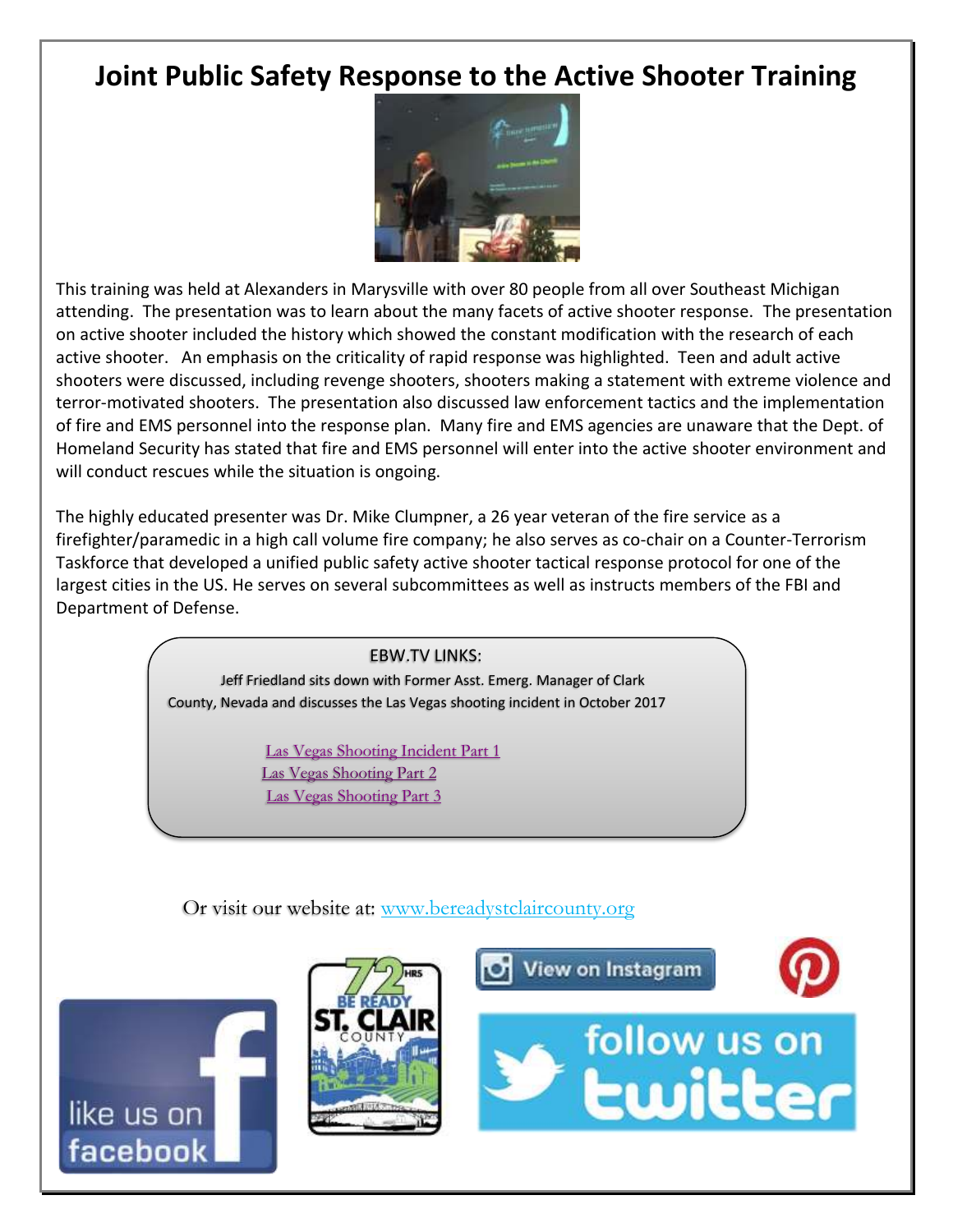# Joint Public Safety Response to the Active Shooter Training

This training was held at Alexanders in Marysville with over 80 people from all over Southeast Michigan attending. The presentation was to learn about the many facets of active shooter response. The presentation on active shooter included the history which showed the constant modification with the research of each active shooter. An emphasis on the criticality of rapid response was highlighted. Teen and adult active shooters were discussed, including revenge shooters, shooters making a statement with extreme violence and terror-motivated shooters. The presentation also discussed law enforcement tactics and the implementation of fire and EMS personnel into the response plan. Many fire and EMS agencies are unaware that the Dept. of Homeland Security has stated that fire and EMS personnel will enter into the active shooter environment and will conduct rescues while the situation is ongoing.

The highly educated presenter was Dr. Mike Clumpner, a 26 year veteran of the fire service as a firefighter/paramedic in a high call volume fire company; he also serves as co-chair on a Counter-Terrorism Taskforce that developed a unified public safety active shooter tactical response protocol for one of the largest cities in the US. He serves on several subcommittees as well as instructs members of the FBI and Department of Defense.

EBW.TV LINKS:

Jeff Friedland sits down with Former Asst. Emerg. Manager of Clark County, Nevada and discusses the Las Vegas shooting incident in October 2017

Las Vegas Shooting Incident Part 1
Las Vegas Shooting Part 2
Las Vegas Shooting Part 3

Or visit our website at: www.bereadystclaircounty.org

like us on facebook

72 HRS BE READY ST. CLAIR COUNTY

View on Instagram

follow us on twitter